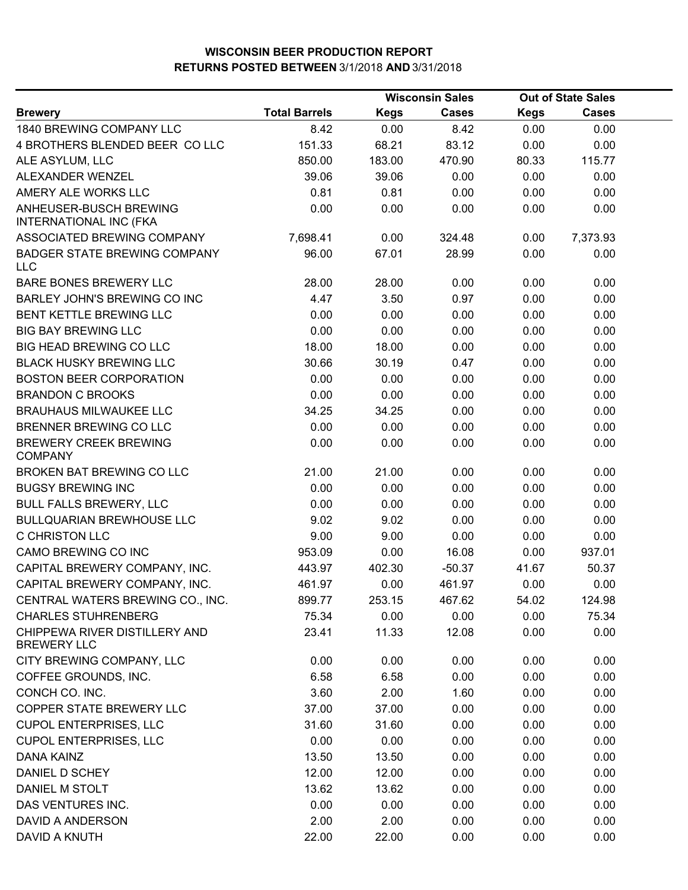# WISCONSIN BEER PRODUCTION REPORT
## RETURNS POSTED BETWEEN 3/1/2018 AND 3/31/2018

| | | Wisconsin Sales | | Out of State Sales | |
|---|---|---|---|---|---|
| **Brewery** | **Total Barrels** | **Kegs** | **Cases** | **Kegs** | **Cases** |
| 1840 BREWING COMPANY LLC | 8.42 | 0.00 | 8.42 | 0.00 | 0.00 |
| 4 BROTHERS BLENDED BEER CO LLC | 151.33 | 68.21 | 83.12 | 0.00 | 0.00 |
| ALE ASYLUM, LLC | 850.00 | 183.00 | 470.90 | 80.33 | 115.77 |
| ALEXANDER WENZEL | 39.06 | 39.06 | 0.00 | 0.00 | 0.00 |
| AMERY ALE WORKS LLC | 0.81 | 0.81 | 0.00 | 0.00 | 0.00 |
| ANHEUSER-BUSCH BREWING INTERNATIONAL INC (FKA | 0.00 | 0.00 | 0.00 | 0.00 | 0.00 |
| ASSOCIATED BREWING COMPANY | 7,698.41 | 0.00 | 324.48 | 0.00 | 7,373.93 |
| BADGER STATE BREWING COMPANY LLC | 96.00 | 67.01 | 28.99 | 0.00 | 0.00 |
| BARE BONES BREWERY LLC | 28.00 | 28.00 | 0.00 | 0.00 | 0.00 |
| BARLEY JOHN'S BREWING CO INC | 4.47 | 3.50 | 0.97 | 0.00 | 0.00 |
| BENT KETTLE BREWING LLC | 0.00 | 0.00 | 0.00 | 0.00 | 0.00 |
| BIG BAY BREWING LLC | 0.00 | 0.00 | 0.00 | 0.00 | 0.00 |
| BIG HEAD BREWING CO LLC | 18.00 | 18.00 | 0.00 | 0.00 | 0.00 |
| BLACK HUSKY BREWING LLC | 30.66 | 30.19 | 0.47 | 0.00 | 0.00 |
| BOSTON BEER CORPORATION | 0.00 | 0.00 | 0.00 | 0.00 | 0.00 |
| BRANDON C BROOKS | 0.00 | 0.00 | 0.00 | 0.00 | 0.00 |
| BRAUHAUS MILWAUKEE LLC | 34.25 | 34.25 | 0.00 | 0.00 | 0.00 |
| BRENNER BREWING CO LLC | 0.00 | 0.00 | 0.00 | 0.00 | 0.00 |
| BREWERY CREEK BREWING COMPANY | 0.00 | 0.00 | 0.00 | 0.00 | 0.00 |
| BROKEN BAT BREWING CO LLC | 21.00 | 21.00 | 0.00 | 0.00 | 0.00 |
| BUGSY BREWING INC | 0.00 | 0.00 | 0.00 | 0.00 | 0.00 |
| BULL FALLS BREWERY, LLC | 0.00 | 0.00 | 0.00 | 0.00 | 0.00 |
| BULLQUARIAN BREWHOUSE LLC | 9.02 | 9.02 | 0.00 | 0.00 | 0.00 |
| C CHRISTON LLC | 9.00 | 9.00 | 0.00 | 0.00 | 0.00 |
| CAMO BREWING CO INC | 953.09 | 0.00 | 16.08 | 0.00 | 937.01 |
| CAPITAL BREWERY COMPANY, INC. | 443.97 | 402.30 | -50.37 | 41.67 | 50.37 |
| CAPITAL BREWERY COMPANY, INC. | 461.97 | 0.00 | 461.97 | 0.00 | 0.00 |
| CENTRAL WATERS BREWING CO., INC. | 899.77 | 253.15 | 467.62 | 54.02 | 124.98 |
| CHARLES STUHRENBERG | 75.34 | 0.00 | 0.00 | 0.00 | 75.34 |
| CHIPPEWA RIVER DISTILLERY AND BREWERY LLC | 23.41 | 11.33 | 12.08 | 0.00 | 0.00 |
| CITY BREWING COMPANY, LLC | 0.00 | 0.00 | 0.00 | 0.00 | 0.00 |
| COFFEE GROUNDS, INC. | 6.58 | 6.58 | 0.00 | 0.00 | 0.00 |
| CONCH CO. INC. | 3.60 | 2.00 | 1.60 | 0.00 | 0.00 |
| COPPER STATE BREWERY LLC | 37.00 | 37.00 | 0.00 | 0.00 | 0.00 |
| CUPOL ENTERPRISES, LLC | 31.60 | 31.60 | 0.00 | 0.00 | 0.00 |
| CUPOL ENTERPRISES, LLC | 0.00 | 0.00 | 0.00 | 0.00 | 0.00 |
| DANA KAINZ | 13.50 | 13.50 | 0.00 | 0.00 | 0.00 |
| DANIEL D SCHEY | 12.00 | 12.00 | 0.00 | 0.00 | 0.00 |
| DANIEL M STOLT | 13.62 | 13.62 | 0.00 | 0.00 | 0.00 |
| DAS VENTURES INC. | 0.00 | 0.00 | 0.00 | 0.00 | 0.00 |
| DAVID A ANDERSON | 2.00 | 2.00 | 0.00 | 0.00 | 0.00 |
| DAVID A KNUTH | 22.00 | 22.00 | 0.00 | 0.00 | 0.00 |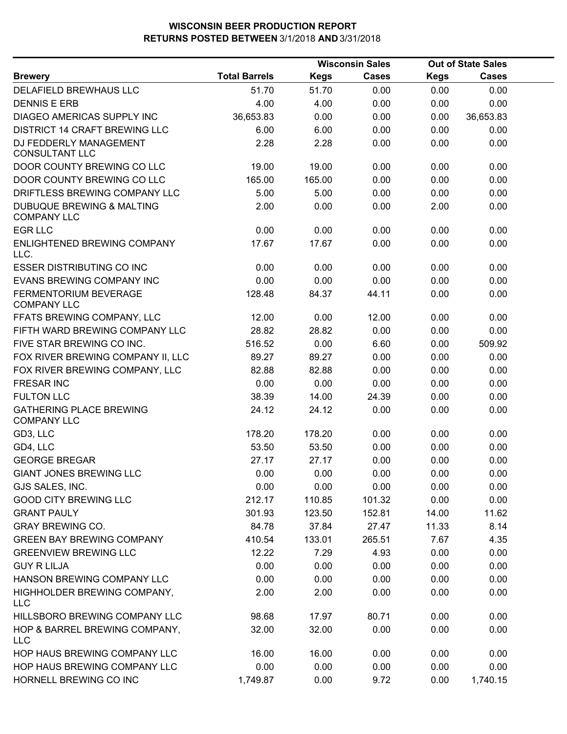# WISCONSIN BEER PRODUCTION REPORT
**RETURNS POSTED BETWEEN** 3/1/2018 **AND** 3/31/2018

| | | Wisconsin Sales | | Out of State Sales | |
|---|---|---|---|---|---|
| **Brewery** | **Total Barrels** | **Kegs** | **Cases** | **Kegs** | **Cases** |
| DELAFIELD BREWHAUS LLC | 51.70 | 51.70 | 0.00 | 0.00 | 0.00 |
| DENNIS E ERB | 4.00 | 4.00 | 0.00 | 0.00 | 0.00 |
| DIAGEO AMERICAS SUPPLY INC | 36,653.83 | 0.00 | 0.00 | 0.00 | 36,653.83 |
| DISTRICT 14 CRAFT BREWING LLC | 6.00 | 6.00 | 0.00 | 0.00 | 0.00 |
| DJ FEDDERLY MANAGEMENT CONSULTANT LLC | 2.28 | 2.28 | 0.00 | 0.00 | 0.00 |
| DOOR COUNTY BREWING CO LLC | 19.00 | 19.00 | 0.00 | 0.00 | 0.00 |
| DOOR COUNTY BREWING CO LLC | 165.00 | 165.00 | 0.00 | 0.00 | 0.00 |
| DRIFTLESS BREWING COMPANY LLC | 5.00 | 5.00 | 0.00 | 0.00 | 0.00 |
| DUBUQUE BREWING & MALTING COMPANY LLC | 2.00 | 0.00 | 0.00 | 2.00 | 0.00 |
| EGR LLC | 0.00 | 0.00 | 0.00 | 0.00 | 0.00 |
| ENLIGHTENED BREWING COMPANY LLC. | 17.67 | 17.67 | 0.00 | 0.00 | 0.00 |
| ESSER DISTRIBUTING CO INC | 0.00 | 0.00 | 0.00 | 0.00 | 0.00 |
| EVANS BREWING COMPANY INC | 0.00 | 0.00 | 0.00 | 0.00 | 0.00 |
| FERMENTORIUM BEVERAGE COMPANY LLC | 128.48 | 84.37 | 44.11 | 0.00 | 0.00 |
| FFATS BREWING COMPANY, LLC | 12.00 | 0.00 | 12.00 | 0.00 | 0.00 |
| FIFTH WARD BREWING COMPANY LLC | 28.82 | 28.82 | 0.00 | 0.00 | 0.00 |
| FIVE STAR BREWING CO INC. | 516.52 | 0.00 | 6.60 | 0.00 | 509.92 |
| FOX RIVER BREWING COMPANY II, LLC | 89.27 | 89.27 | 0.00 | 0.00 | 0.00 |
| FOX RIVER BREWING COMPANY, LLC | 82.88 | 82.88 | 0.00 | 0.00 | 0.00 |
| FRESAR INC | 0.00 | 0.00 | 0.00 | 0.00 | 0.00 |
| FULTON LLC | 38.39 | 14.00 | 24.39 | 0.00 | 0.00 |
| GATHERING PLACE BREWING COMPANY LLC | 24.12 | 24.12 | 0.00 | 0.00 | 0.00 |
| GD3, LLC | 178.20 | 178.20 | 0.00 | 0.00 | 0.00 |
| GD4, LLC | 53.50 | 53.50 | 0.00 | 0.00 | 0.00 |
| GEORGE BREGAR | 27.17 | 27.17 | 0.00 | 0.00 | 0.00 |
| GIANT JONES BREWING LLC | 0.00 | 0.00 | 0.00 | 0.00 | 0.00 |
| GJS SALES, INC. | 0.00 | 0.00 | 0.00 | 0.00 | 0.00 |
| GOOD CITY BREWING LLC | 212.17 | 110.85 | 101.32 | 0.00 | 0.00 |
| GRANT PAULY | 301.93 | 123.50 | 152.81 | 14.00 | 11.62 |
| GRAY BREWING CO. | 84.78 | 37.84 | 27.47 | 11.33 | 8.14 |
| GREEN BAY BREWING COMPANY | 410.54 | 133.01 | 265.51 | 7.67 | 4.35 |
| GREENVIEW BREWING LLC | 12.22 | 7.29 | 4.93 | 0.00 | 0.00 |
| GUY R LILJA | 0.00 | 0.00 | 0.00 | 0.00 | 0.00 |
| HANSON BREWING COMPANY LLC | 0.00 | 0.00 | 0.00 | 0.00 | 0.00 |
| HIGHHOLDER BREWING COMPANY, LLC | 2.00 | 2.00 | 0.00 | 0.00 | 0.00 |
| HILLSBORO BREWING COMPANY LLC | 98.68 | 17.97 | 80.71 | 0.00 | 0.00 |
| HOP & BARREL BREWING COMPANY, LLC | 32.00 | 32.00 | 0.00 | 0.00 | 0.00 |
| HOP HAUS BREWING COMPANY LLC | 16.00 | 16.00 | 0.00 | 0.00 | 0.00 |
| HOP HAUS BREWING COMPANY LLC | 0.00 | 0.00 | 0.00 | 0.00 | 0.00 |
| HORNELL BREWING CO INC | 1,749.87 | 0.00 | 9.72 | 0.00 | 1,740.15 |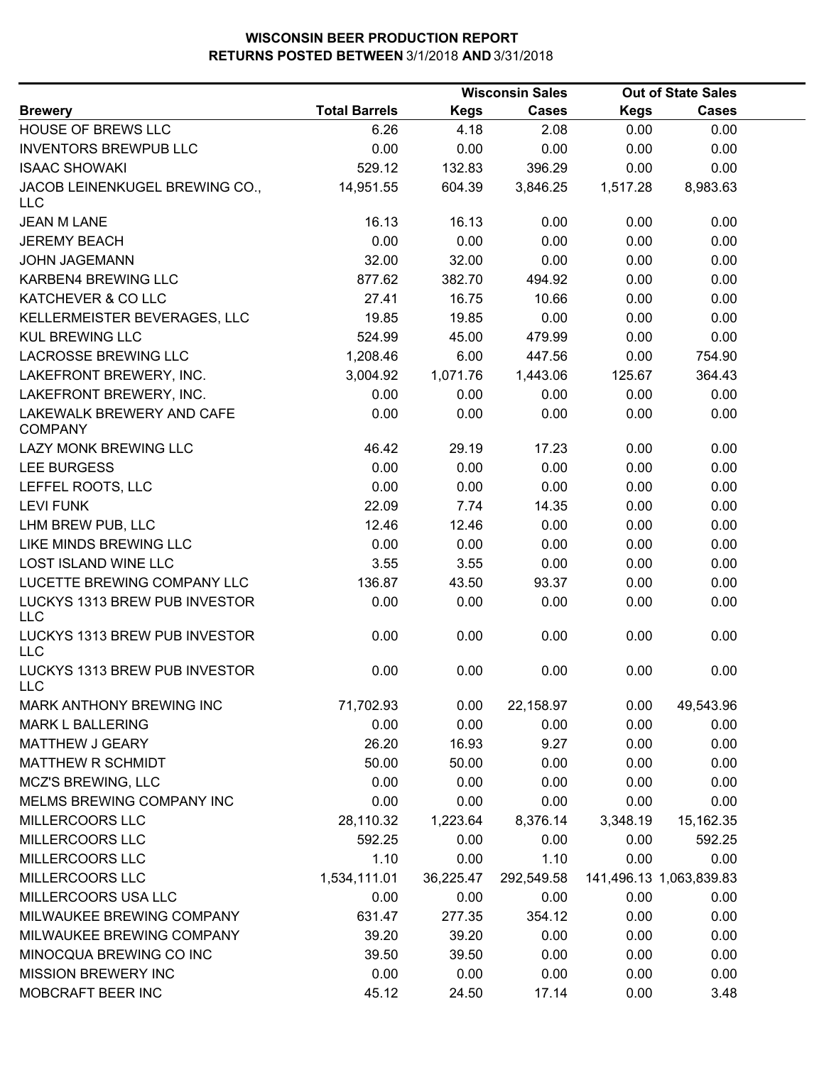# WISCONSIN BEER PRODUCTION REPORT
## RETURNS POSTED BETWEEN 3/1/2018 AND 3/31/2018

| Brewery | Total Barrels | Wisconsin Sales | | Out of State Sales | |
|---|---|---|---|---|---|
| | | Kegs | Cases | Kegs | Cases |
| HOUSE OF BREWS LLC | 6.26 | 4.18 | 2.08 | 0.00 | 0.00 |
| INVENTORS BREWPUB LLC | 0.00 | 0.00 | 0.00 | 0.00 | 0.00 |
| ISAAC SHOWAKI | 529.12 | 132.83 | 396.29 | 0.00 | 0.00 |
| JACOB LEINENKUGEL BREWING CO., LLC | 14,951.55 | 604.39 | 3,846.25 | 1,517.28 | 8,983.63 |
| JEAN M LANE | 16.13 | 16.13 | 0.00 | 0.00 | 0.00 |
| JEREMY BEACH | 0.00 | 0.00 | 0.00 | 0.00 | 0.00 |
| JOHN JAGEMANN | 32.00 | 32.00 | 0.00 | 0.00 | 0.00 |
| KARBEN4 BREWING LLC | 877.62 | 382.70 | 494.92 | 0.00 | 0.00 |
| KATCHEVER & CO LLC | 27.41 | 16.75 | 10.66 | 0.00 | 0.00 |
| KELLERMEISTER BEVERAGES, LLC | 19.85 | 19.85 | 0.00 | 0.00 | 0.00 |
| KUL BREWING LLC | 524.99 | 45.00 | 479.99 | 0.00 | 0.00 |
| LACROSSE BREWING LLC | 1,208.46 | 6.00 | 447.56 | 0.00 | 754.90 |
| LAKEFRONT BREWERY, INC. | 3,004.92 | 1,071.76 | 1,443.06 | 125.67 | 364.43 |
| LAKEFRONT BREWERY, INC. | 0.00 | 0.00 | 0.00 | 0.00 | 0.00 |
| LAKEWALK BREWERY AND CAFE COMPANY | 0.00 | 0.00 | 0.00 | 0.00 | 0.00 |
| LAZY MONK BREWING LLC | 46.42 | 29.19 | 17.23 | 0.00 | 0.00 |
| LEE BURGESS | 0.00 | 0.00 | 0.00 | 0.00 | 0.00 |
| LEFFEL ROOTS, LLC | 0.00 | 0.00 | 0.00 | 0.00 | 0.00 |
| LEVI FUNK | 22.09 | 7.74 | 14.35 | 0.00 | 0.00 |
| LHM BREW PUB, LLC | 12.46 | 12.46 | 0.00 | 0.00 | 0.00 |
| LIKE MINDS BREWING LLC | 0.00 | 0.00 | 0.00 | 0.00 | 0.00 |
| LOST ISLAND WINE LLC | 3.55 | 3.55 | 0.00 | 0.00 | 0.00 |
| LUCETTE BREWING COMPANY LLC | 136.87 | 43.50 | 93.37 | 0.00 | 0.00 |
| LUCKYS 1313 BREW PUB INVESTOR LLC | 0.00 | 0.00 | 0.00 | 0.00 | 0.00 |
| LUCKYS 1313 BREW PUB INVESTOR LLC | 0.00 | 0.00 | 0.00 | 0.00 | 0.00 |
| LUCKYS 1313 BREW PUB INVESTOR LLC | 0.00 | 0.00 | 0.00 | 0.00 | 0.00 |
| MARK ANTHONY BREWING INC | 71,702.93 | 0.00 | 22,158.97 | 0.00 | 49,543.96 |
| MARK L BALLERING | 0.00 | 0.00 | 0.00 | 0.00 | 0.00 |
| MATTHEW J GEARY | 26.20 | 16.93 | 9.27 | 0.00 | 0.00 |
| MATTHEW R SCHMIDT | 50.00 | 50.00 | 0.00 | 0.00 | 0.00 |
| MCZ'S BREWING, LLC | 0.00 | 0.00 | 0.00 | 0.00 | 0.00 |
| MELMS BREWING COMPANY INC | 0.00 | 0.00 | 0.00 | 0.00 | 0.00 |
| MILLERCOORS LLC | 28,110.32 | 1,223.64 | 8,376.14 | 3,348.19 | 15,162.35 |
| MILLERCOORS LLC | 592.25 | 0.00 | 0.00 | 0.00 | 592.25 |
| MILLERCOORS LLC | 1.10 | 0.00 | 1.10 | 0.00 | 0.00 |
| MILLERCOORS LLC | 1,534,111.01 | 36,225.47 | 292,549.58 | 141,496.13 | 1,063,839.83 |
| MILLERCOORS USA LLC | 0.00 | 0.00 | 0.00 | 0.00 | 0.00 |
| MILWAUKEE BREWING COMPANY | 631.47 | 277.35 | 354.12 | 0.00 | 0.00 |
| MILWAUKEE BREWING COMPANY | 39.20 | 39.20 | 0.00 | 0.00 | 0.00 |
| MINOCQUA BREWING CO INC | 39.50 | 39.50 | 0.00 | 0.00 | 0.00 |
| MISSION BREWERY INC | 0.00 | 0.00 | 0.00 | 0.00 | 0.00 |
| MOBCRAFT BEER INC | 45.12 | 24.50 | 17.14 | 0.00 | 3.48 |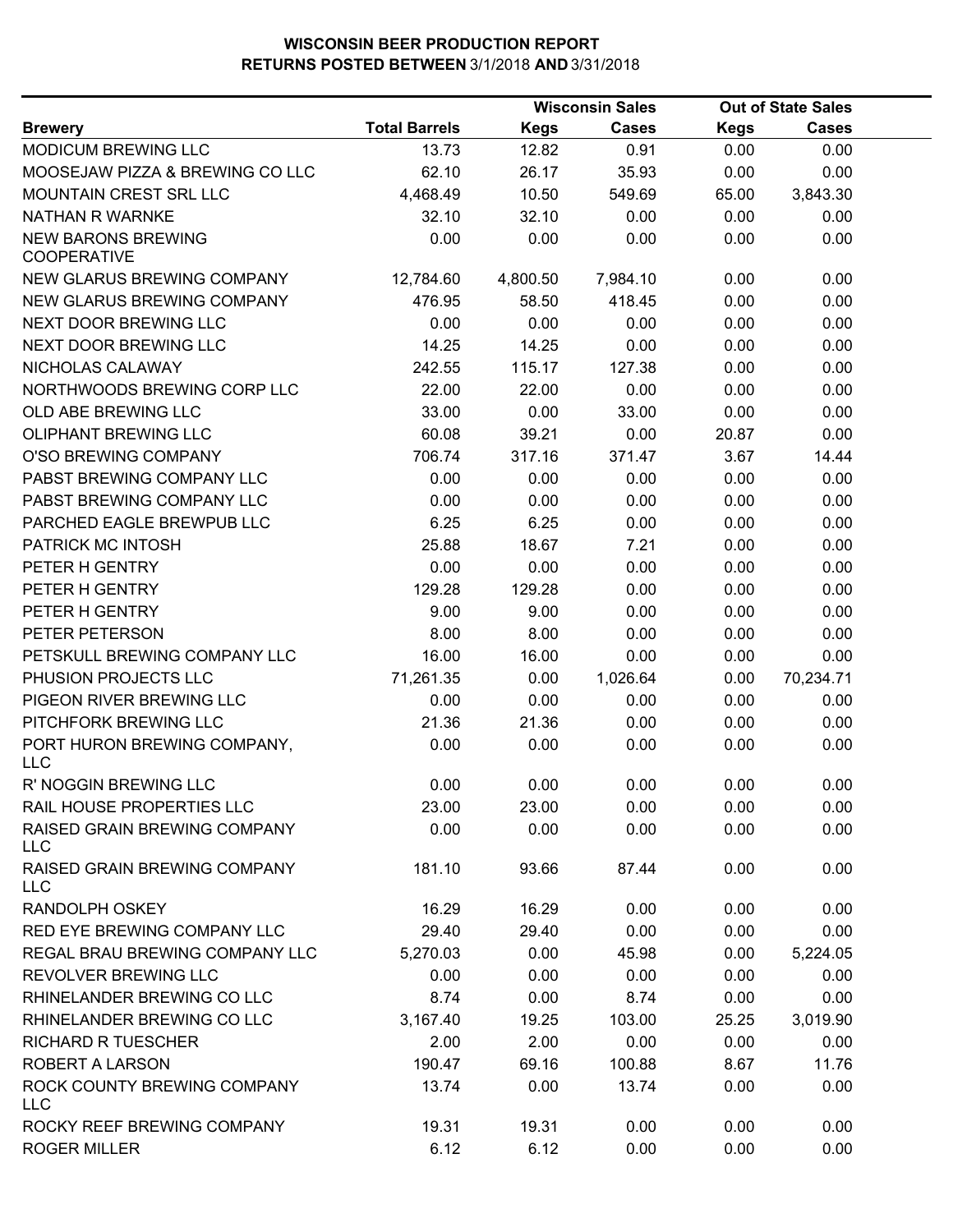# WISCONSIN BEER PRODUCTION REPORT
## RETURNS POSTED BETWEEN 3/1/2018 AND 3/31/2018

| | | Wisconsin Sales | | Out of State Sales | |
|---|---|---|---|---|---|
| **Brewery** | **Total Barrels** | **Kegs** | **Cases** | **Kegs** | **Cases** |
| MODICUM BREWING LLC | 13.73 | 12.82 | 0.91 | 0.00 | 0.00 |
| MOOSEJAW PIZZA & BREWING CO LLC | 62.10 | 26.17 | 35.93 | 0.00 | 0.00 |
| MOUNTAIN CREST SRL LLC | 4,468.49 | 10.50 | 549.69 | 65.00 | 3,843.30 |
| NATHAN R WARNKE | 32.10 | 32.10 | 0.00 | 0.00 | 0.00 |
| NEW BARONS BREWING COOPERATIVE | 0.00 | 0.00 | 0.00 | 0.00 | 0.00 |
| NEW GLARUS BREWING COMPANY | 12,784.60 | 4,800.50 | 7,984.10 | 0.00 | 0.00 |
| NEW GLARUS BREWING COMPANY | 476.95 | 58.50 | 418.45 | 0.00 | 0.00 |
| NEXT DOOR BREWING LLC | 0.00 | 0.00 | 0.00 | 0.00 | 0.00 |
| NEXT DOOR BREWING LLC | 14.25 | 14.25 | 0.00 | 0.00 | 0.00 |
| NICHOLAS CALAWAY | 242.55 | 115.17 | 127.38 | 0.00 | 0.00 |
| NORTHWOODS BREWING CORP LLC | 22.00 | 22.00 | 0.00 | 0.00 | 0.00 |
| OLD ABE BREWING LLC | 33.00 | 0.00 | 33.00 | 0.00 | 0.00 |
| OLIPHANT BREWING LLC | 60.08 | 39.21 | 0.00 | 20.87 | 0.00 |
| O'SO BREWING COMPANY | 706.74 | 317.16 | 371.47 | 3.67 | 14.44 |
| PABST BREWING COMPANY LLC | 0.00 | 0.00 | 0.00 | 0.00 | 0.00 |
| PABST BREWING COMPANY LLC | 0.00 | 0.00 | 0.00 | 0.00 | 0.00 |
| PARCHED EAGLE BREWPUB LLC | 6.25 | 6.25 | 0.00 | 0.00 | 0.00 |
| PATRICK MC INTOSH | 25.88 | 18.67 | 7.21 | 0.00 | 0.00 |
| PETER H GENTRY | 0.00 | 0.00 | 0.00 | 0.00 | 0.00 |
| PETER H GENTRY | 129.28 | 129.28 | 0.00 | 0.00 | 0.00 |
| PETER H GENTRY | 9.00 | 9.00 | 0.00 | 0.00 | 0.00 |
| PETER PETERSON | 8.00 | 8.00 | 0.00 | 0.00 | 0.00 |
| PETSKULL BREWING COMPANY LLC | 16.00 | 16.00 | 0.00 | 0.00 | 0.00 |
| PHUSION PROJECTS LLC | 71,261.35 | 0.00 | 1,026.64 | 0.00 | 70,234.71 |
| PIGEON RIVER BREWING LLC | 0.00 | 0.00 | 0.00 | 0.00 | 0.00 |
| PITCHFORK BREWING LLC | 21.36 | 21.36 | 0.00 | 0.00 | 0.00 |
| PORT HURON BREWING COMPANY, LLC | 0.00 | 0.00 | 0.00 | 0.00 | 0.00 |
| R' NOGGIN BREWING LLC | 0.00 | 0.00 | 0.00 | 0.00 | 0.00 |
| RAIL HOUSE PROPERTIES LLC | 23.00 | 23.00 | 0.00 | 0.00 | 0.00 |
| RAISED GRAIN BREWING COMPANY LLC | 0.00 | 0.00 | 0.00 | 0.00 | 0.00 |
| RAISED GRAIN BREWING COMPANY LLC | 181.10 | 93.66 | 87.44 | 0.00 | 0.00 |
| RANDOLPH OSKEY | 16.29 | 16.29 | 0.00 | 0.00 | 0.00 |
| RED EYE BREWING COMPANY LLC | 29.40 | 29.40 | 0.00 | 0.00 | 0.00 |
| REGAL BRAU BREWING COMPANY LLC | 5,270.03 | 0.00 | 45.98 | 0.00 | 5,224.05 |
| REVOLVER BREWING LLC | 0.00 | 0.00 | 0.00 | 0.00 | 0.00 |
| RHINELANDER BREWING CO LLC | 8.74 | 0.00 | 8.74 | 0.00 | 0.00 |
| RHINELANDER BREWING CO LLC | 3,167.40 | 19.25 | 103.00 | 25.25 | 3,019.90 |
| RICHARD R TUESCHER | 2.00 | 2.00 | 0.00 | 0.00 | 0.00 |
| ROBERT A LARSON | 190.47 | 69.16 | 100.88 | 8.67 | 11.76 |
| ROCK COUNTY BREWING COMPANY LLC | 13.74 | 0.00 | 13.74 | 0.00 | 0.00 |
| ROCKY REEF BREWING COMPANY | 19.31 | 19.31 | 0.00 | 0.00 | 0.00 |
| ROGER MILLER | 6.12 | 6.12 | 0.00 | 0.00 | 0.00 |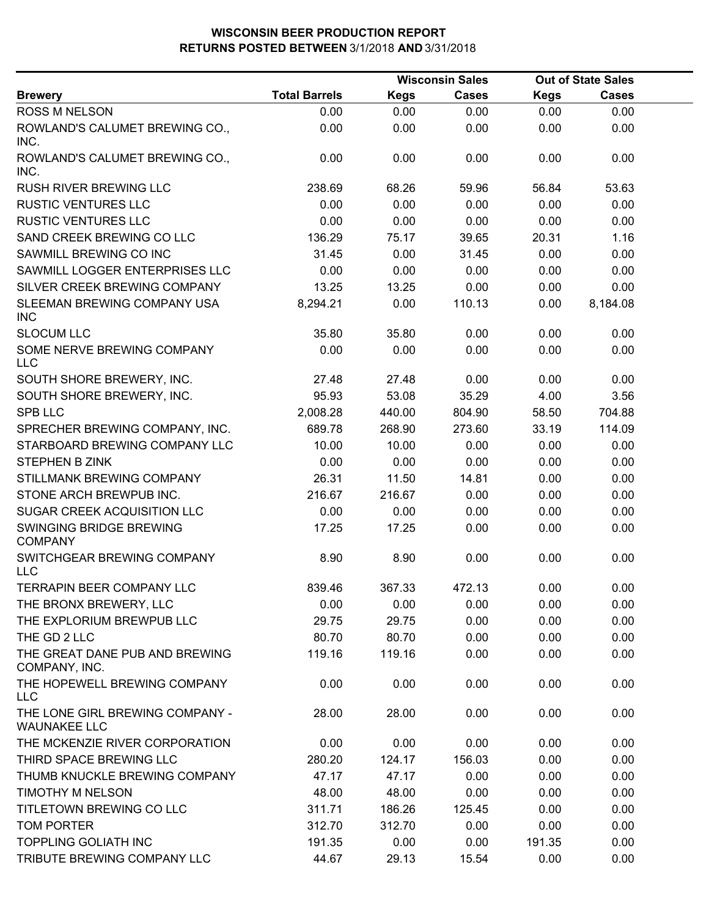# WISCONSIN BEER PRODUCTION REPORT
## RETURNS POSTED BETWEEN 3/1/2018 AND 3/31/2018

| | | Wisconsin Sales | | Out of State Sales | |
|---|---|---|---|---|---|
| **Brewery** | **Total Barrels** | **Kegs** | **Cases** | **Kegs** | **Cases** |
| ROSS M NELSON | 0.00 | 0.00 | 0.00 | 0.00 | 0.00 |
| ROWLAND'S CALUMET BREWING CO., INC. | 0.00 | 0.00 | 0.00 | 0.00 | 0.00 |
| ROWLAND'S CALUMET BREWING CO., INC. | 0.00 | 0.00 | 0.00 | 0.00 | 0.00 |
| RUSH RIVER BREWING LLC | 238.69 | 68.26 | 59.96 | 56.84 | 53.63 |
| RUSTIC VENTURES LLC | 0.00 | 0.00 | 0.00 | 0.00 | 0.00 |
| RUSTIC VENTURES LLC | 0.00 | 0.00 | 0.00 | 0.00 | 0.00 |
| SAND CREEK BREWING CO LLC | 136.29 | 75.17 | 39.65 | 20.31 | 1.16 |
| SAWMILL BREWING CO INC | 31.45 | 0.00 | 31.45 | 0.00 | 0.00 |
| SAWMILL LOGGER ENTERPRISES LLC | 0.00 | 0.00 | 0.00 | 0.00 | 0.00 |
| SILVER CREEK BREWING COMPANY | 13.25 | 13.25 | 0.00 | 0.00 | 0.00 |
| SLEEMAN BREWING COMPANY USA INC | 8,294.21 | 0.00 | 110.13 | 0.00 | 8,184.08 |
| SLOCUM LLC | 35.80 | 35.80 | 0.00 | 0.00 | 0.00 |
| SOME NERVE BREWING COMPANY LLC | 0.00 | 0.00 | 0.00 | 0.00 | 0.00 |
| SOUTH SHORE BREWERY, INC. | 27.48 | 27.48 | 0.00 | 0.00 | 0.00 |
| SOUTH SHORE BREWERY, INC. | 95.93 | 53.08 | 35.29 | 4.00 | 3.56 |
| SPB LLC | 2,008.28 | 440.00 | 804.90 | 58.50 | 704.88 |
| SPRECHER BREWING COMPANY, INC. | 689.78 | 268.90 | 273.60 | 33.19 | 114.09 |
| STARBOARD BREWING COMPANY LLC | 10.00 | 10.00 | 0.00 | 0.00 | 0.00 |
| STEPHEN B ZINK | 0.00 | 0.00 | 0.00 | 0.00 | 0.00 |
| STILLMANK BREWING COMPANY | 26.31 | 11.50 | 14.81 | 0.00 | 0.00 |
| STONE ARCH BREWPUB INC. | 216.67 | 216.67 | 0.00 | 0.00 | 0.00 |
| SUGAR CREEK ACQUISITION LLC | 0.00 | 0.00 | 0.00 | 0.00 | 0.00 |
| SWINGING BRIDGE BREWING COMPANY | 17.25 | 17.25 | 0.00 | 0.00 | 0.00 |
| SWITCHGEAR BREWING COMPANY LLC | 8.90 | 8.90 | 0.00 | 0.00 | 0.00 |
| TERRAPIN BEER COMPANY LLC | 839.46 | 367.33 | 472.13 | 0.00 | 0.00 |
| THE BRONX BREWERY, LLC | 0.00 | 0.00 | 0.00 | 0.00 | 0.00 |
| THE EXPLORIUM BREWPUB LLC | 29.75 | 29.75 | 0.00 | 0.00 | 0.00 |
| THE GD 2 LLC | 80.70 | 80.70 | 0.00 | 0.00 | 0.00 |
| THE GREAT DANE PUB AND BREWING COMPANY, INC. | 119.16 | 119.16 | 0.00 | 0.00 | 0.00 |
| THE HOPEWELL BREWING COMPANY LLC | 0.00 | 0.00 | 0.00 | 0.00 | 0.00 |
| THE LONE GIRL BREWING COMPANY - WAUNAKEE LLC | 28.00 | 28.00 | 0.00 | 0.00 | 0.00 |
| THE MCKENZIE RIVER CORPORATION | 0.00 | 0.00 | 0.00 | 0.00 | 0.00 |
| THIRD SPACE BREWING LLC | 280.20 | 124.17 | 156.03 | 0.00 | 0.00 |
| THUMB KNUCKLE BREWING COMPANY | 47.17 | 47.17 | 0.00 | 0.00 | 0.00 |
| TIMOTHY M NELSON | 48.00 | 48.00 | 0.00 | 0.00 | 0.00 |
| TITLETOWN BREWING CO LLC | 311.71 | 186.26 | 125.45 | 0.00 | 0.00 |
| TOM PORTER | 312.70 | 312.70 | 0.00 | 0.00 | 0.00 |
| TOPPLING GOLIATH INC | 191.35 | 0.00 | 0.00 | 191.35 | 0.00 |
| TRIBUTE BREWING COMPANY LLC | 44.67 | 29.13 | 15.54 | 0.00 | 0.00 |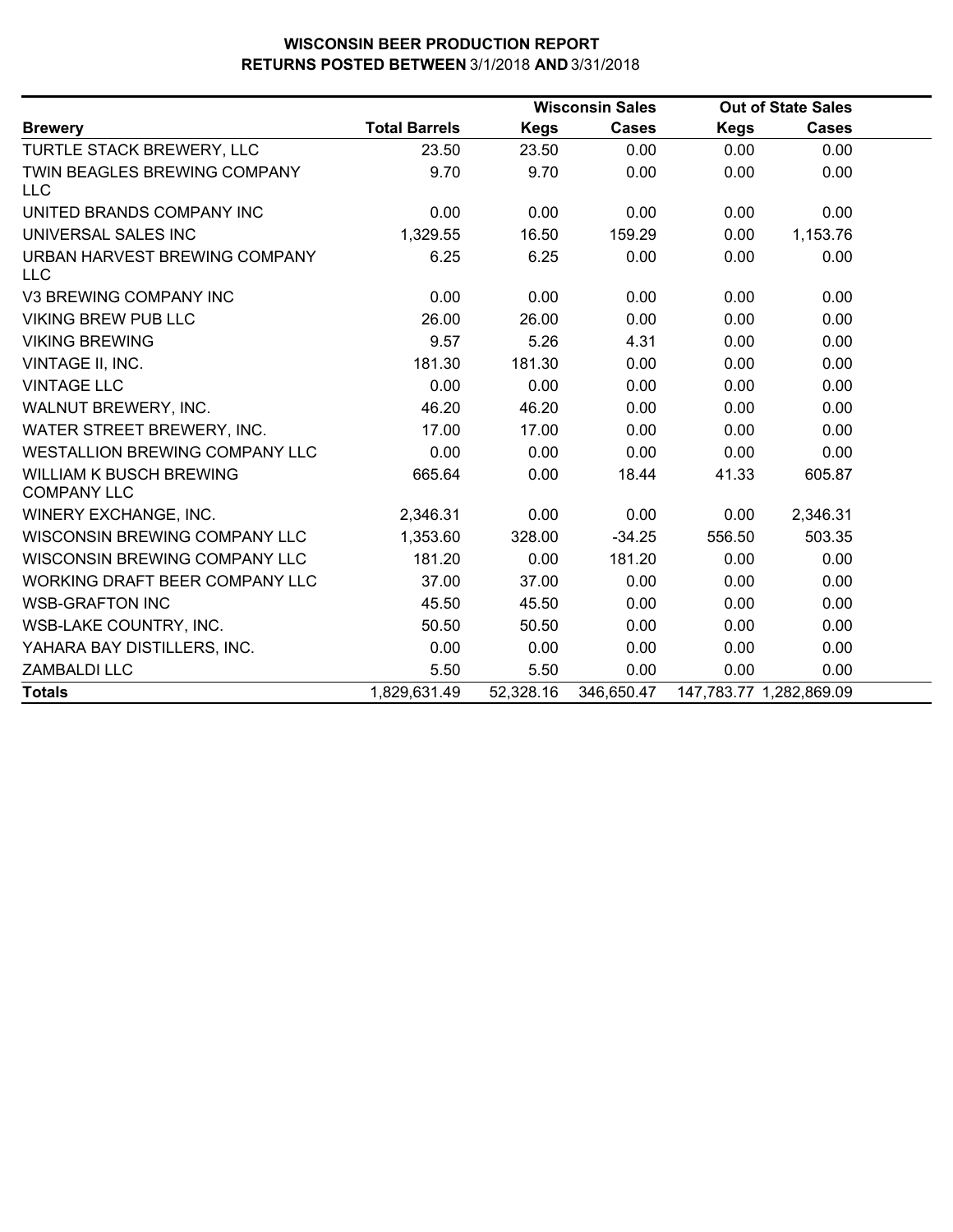**WISCONSIN BEER PRODUCTION REPORT**
**RETURNS POSTED BETWEEN 3/1/2018 AND 3/31/2018**

| | | Wisconsin Sales | | Out of State Sales | |
|---|---|---|---|---|---|
| **Brewery** | **Total Barrels** | **Kegs** | **Cases** | **Kegs** | **Cases** |
| TURTLE STACK BREWERY, LLC | 23.50 | 23.50 | 0.00 | 0.00 | 0.00 |
| TWIN BEAGLES BREWING COMPANY LLC | 9.70 | 9.70 | 0.00 | 0.00 | 0.00 |
| UNITED BRANDS COMPANY INC | 0.00 | 0.00 | 0.00 | 0.00 | 0.00 |
| UNIVERSAL SALES INC | 1,329.55 | 16.50 | 159.29 | 0.00 | 1,153.76 |
| URBAN HARVEST BREWING COMPANY LLC | 6.25 | 6.25 | 0.00 | 0.00 | 0.00 |
| V3 BREWING COMPANY INC | 0.00 | 0.00 | 0.00 | 0.00 | 0.00 |
| VIKING BREW PUB LLC | 26.00 | 26.00 | 0.00 | 0.00 | 0.00 |
| VIKING BREWING | 9.57 | 5.26 | 4.31 | 0.00 | 0.00 |
| VINTAGE II, INC. | 181.30 | 181.30 | 0.00 | 0.00 | 0.00 |
| VINTAGE LLC | 0.00 | 0.00 | 0.00 | 0.00 | 0.00 |
| WALNUT BREWERY, INC. | 46.20 | 46.20 | 0.00 | 0.00 | 0.00 |
| WATER STREET BREWERY, INC. | 17.00 | 17.00 | 0.00 | 0.00 | 0.00 |
| WESTALLION BREWING COMPANY LLC | 0.00 | 0.00 | 0.00 | 0.00 | 0.00 |
| WILLIAM K BUSCH BREWING COMPANY LLC | 665.64 | 0.00 | 18.44 | 41.33 | 605.87 |
| WINERY EXCHANGE, INC. | 2,346.31 | 0.00 | 0.00 | 0.00 | 2,346.31 |
| WISCONSIN BREWING COMPANY LLC | 1,353.60 | 328.00 | -34.25 | 556.50 | 503.35 |
| WISCONSIN BREWING COMPANY LLC | 181.20 | 0.00 | 181.20 | 0.00 | 0.00 |
| WORKING DRAFT BEER COMPANY LLC | 37.00 | 37.00 | 0.00 | 0.00 | 0.00 |
| WSB-GRAFTON INC | 45.50 | 45.50 | 0.00 | 0.00 | 0.00 |
| WSB-LAKE COUNTRY, INC. | 50.50 | 50.50 | 0.00 | 0.00 | 0.00 |
| YAHARA BAY DISTILLERS, INC. | 0.00 | 0.00 | 0.00 | 0.00 | 0.00 |
| ZAMBALDI LLC | 5.50 | 5.50 | 0.00 | 0.00 | 0.00 |
| **Totals** | 1,829,631.49 | 52,328.16 | 346,650.47 | 147,783.77 | 1,282,869.09 |